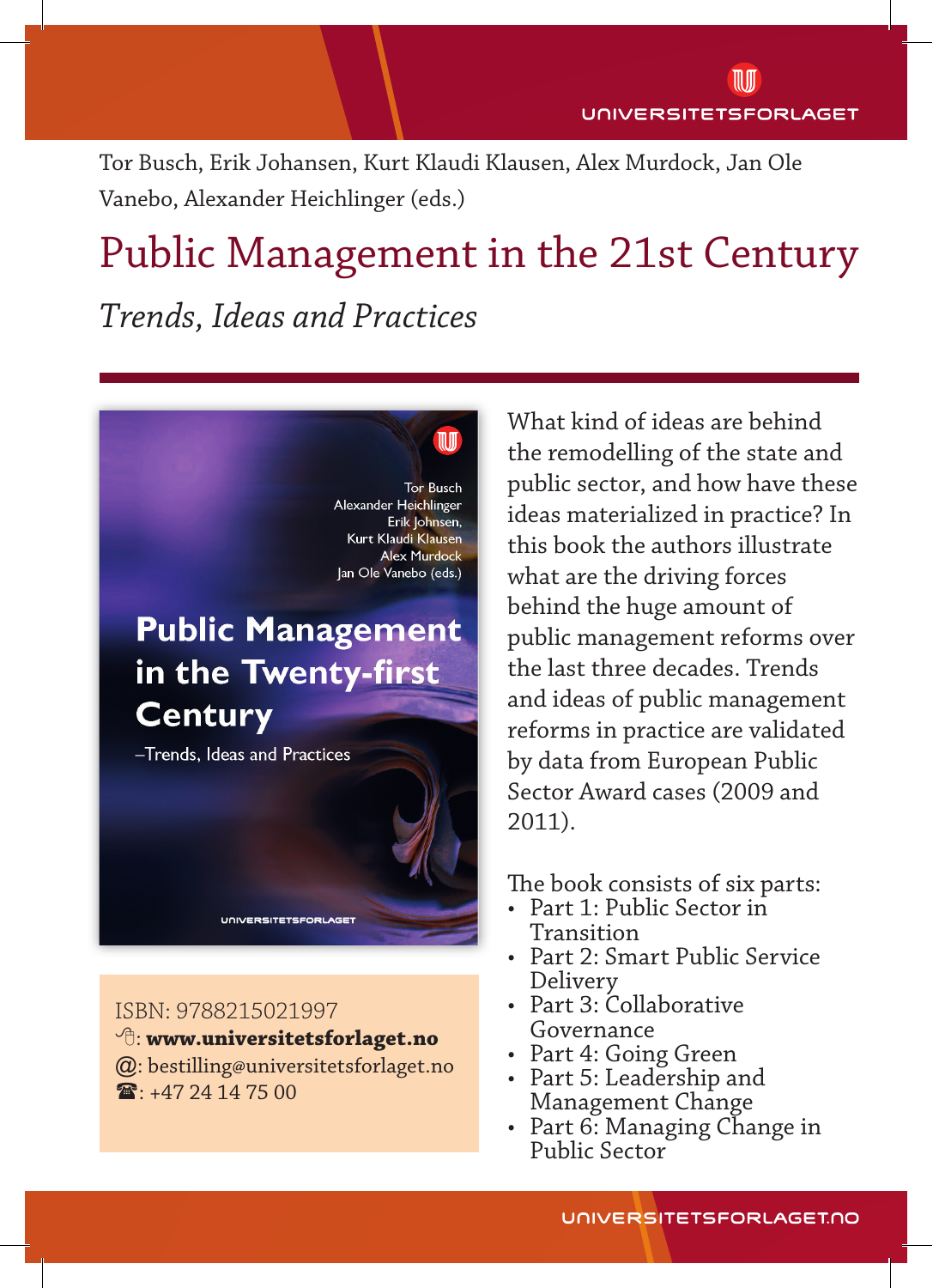Tor Busch, Erik Johansen, Kurt Klaudi Klausen, Alex Murdock, Jan Ole Vanebo, Alexander Heichlinger (eds.)

# Public Management in the 21st Century

*Trends, Ideas and Practices*

What kind of ideas are behind the remodelling of the state and public sector, and how have these ideas materialized in practice? In this book the authors illustrate what are the driving forces behind the huge amount of public management reforms over the last three decades. Trends and ideas of public management reforms in practice are validated by data from European Public Sector Award cases (2009 and 2011).

The book consists of six parts:

- Part 1: Public Sector in Transition
- Part 2: Smart Public Service Delivery
- Part 3: Collaborative Governance
- Part 4: Going Green
- Part 5: Leadership and Management Change
- Part 6: Managing Change in Public Sector

ISBN: 9788215021997
🖰: **www.universitetsforlaget.no**
@: bestilling@universitetsforlaget.no
☎: +47 24 14 75 00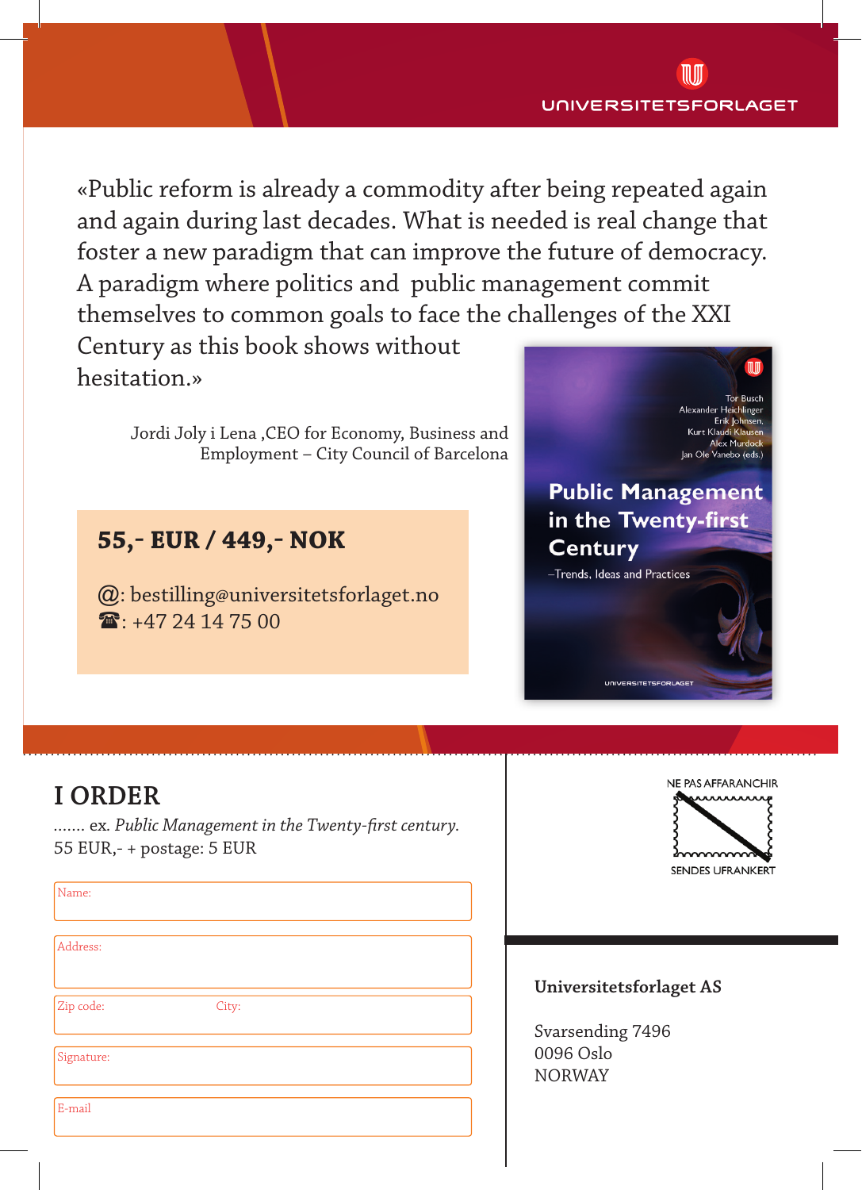UNIVERSITETSFORLAGET

«Public reform is already a commodity after being repeated again and again during last decades. What is needed is real change that foster a new paradigm that can improve the future of democracy. A paradigm where politics and public management commit themselves to common goals to face the challenges of the XXI Century as this book shows without hesitation.»

Jordi Joly i Lena ,CEO for Economy, Business and Employment – City Council of Barcelona

**55,- EUR / 449,- NOK**

@: bestilling@universitetsforlaget.no
☎: +47 24 14 75 00

Tor Busch
Alexander Heichlinger
Erik Johnsen,
Kurt Klaudi Klausen
Alex Murdock
Jan Ole Vanebo (eds.)

**Public Management in the Twenty-first Century**

–Trends, Ideas and Practices

UNIVERSITETSFORLAGET

# I ORDER

....... ex. *Public Management in the Twenty-first century.*
55 EUR,- + postage: 5 EUR

Name:

Address:

Zip code: City:

Signature:

E-mail

NE PAS AFFARANCHIR

SENDES UFRANKERT

**Universitetsforlaget AS**

Svarsending 7496
0096 Oslo
NORWAY